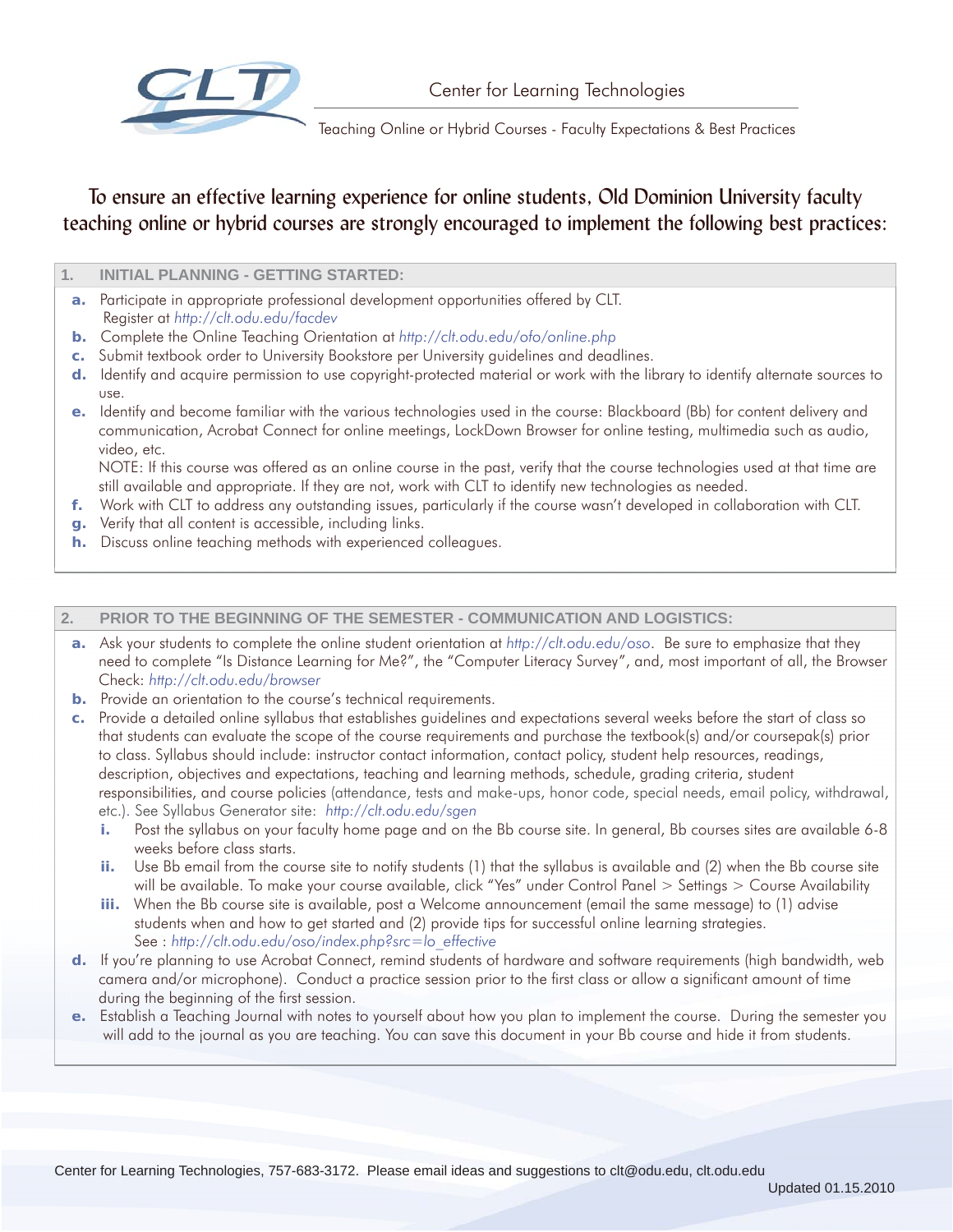Center for Learning Technologies

Teaching Online or Hybrid Courses - Faculty Expectations & Best Practices

# To ensure an effective learning experience for online students, Old Dominion University faculty teaching online or hybrid courses are strongly encouraged to implement the following best practices:

## 1. INITIAL PLANNING - GETTING STARTED:

a. Participate in appropriate professional development opportunities offered by CLT. Register at *http://clt.odu.edu/facdev*

b. Complete the Online Teaching Orientation at *http://clt.odu.edu/ofo/online.php*

c. Submit textbook order to University Bookstore per University guidelines and deadlines.

d. Identify and acquire permission to use copyright-protected material or work with the library to identify alternate sources to use.

e. Identify and become familiar with the various technologies used in the course: Blackboard (Bb) for content delivery and communication, Acrobat Connect for online meetings, LockDown Browser for online testing, multimedia such as audio, video, etc.
NOTE: If this course was offered as an online course in the past, verify that the course technologies used at that time are still available and appropriate. If they are not, work with CLT to identify new technologies as needed.

f. Work with CLT to address any outstanding issues, particularly if the course wasn't developed in collaboration with CLT.

g. Verify that all content is accessible, including links.

h. Discuss online teaching methods with experienced colleagues.

## 2. PRIOR TO THE BEGINNING OF THE SEMESTER - COMMUNICATION AND LOGISTICS:

a. Ask your students to complete the online student orientation at *http://clt.odu.edu/oso*. Be sure to emphasize that they need to complete "Is Distance Learning for Me?", the "Computer Literacy Survey", and, most important of all, the Browser Check: *http://clt.odu.edu/browser*

b. Provide an orientation to the course's technical requirements.

c. Provide a detailed online syllabus that establishes guidelines and expectations several weeks before the start of class so that students can evaluate the scope of the course requirements and purchase the textbook(s) and/or coursepak(s) prior to class. Syllabus should include: instructor contact information, contact policy, student help resources, readings, description, objectives and expectations, teaching and learning methods, schedule, grading criteria, student responsibilities, and course policies (attendance, tests and make-ups, honor code, special needs, email policy, withdrawal, etc.). See Syllabus Generator site: *http://clt.odu.edu/sgen*
   i. Post the syllabus on your faculty home page and on the Bb course site. In general, Bb courses sites are available 6-8 weeks before class starts.
   ii. Use Bb email from the course site to notify students (1) that the syllabus is available and (2) when the Bb course site will be available. To make your course available, click "Yes" under Control Panel > Settings > Course Availability
   iii. When the Bb course site is available, post a Welcome announcement (email the same message) to (1) advise students when and how to get started and (2) provide tips for successful online learning strategies. See : *http://clt.odu.edu/oso/index.php?src=lo_effective*

d. If you're planning to use Acrobat Connect, remind students of hardware and software requirements (high bandwidth, web camera and/or microphone). Conduct a practice session prior to the first class or allow a significant amount of time during the beginning of the first session.

e. Establish a Teaching Journal with notes to yourself about how you plan to implement the course. During the semester you will add to the journal as you are teaching. You can save this document in your Bb course and hide it from students.

Center for Learning Technologies, 757-683-3172. Please email ideas and suggestions to clt@odu.edu, clt.odu.edu

Updated 01.15.2010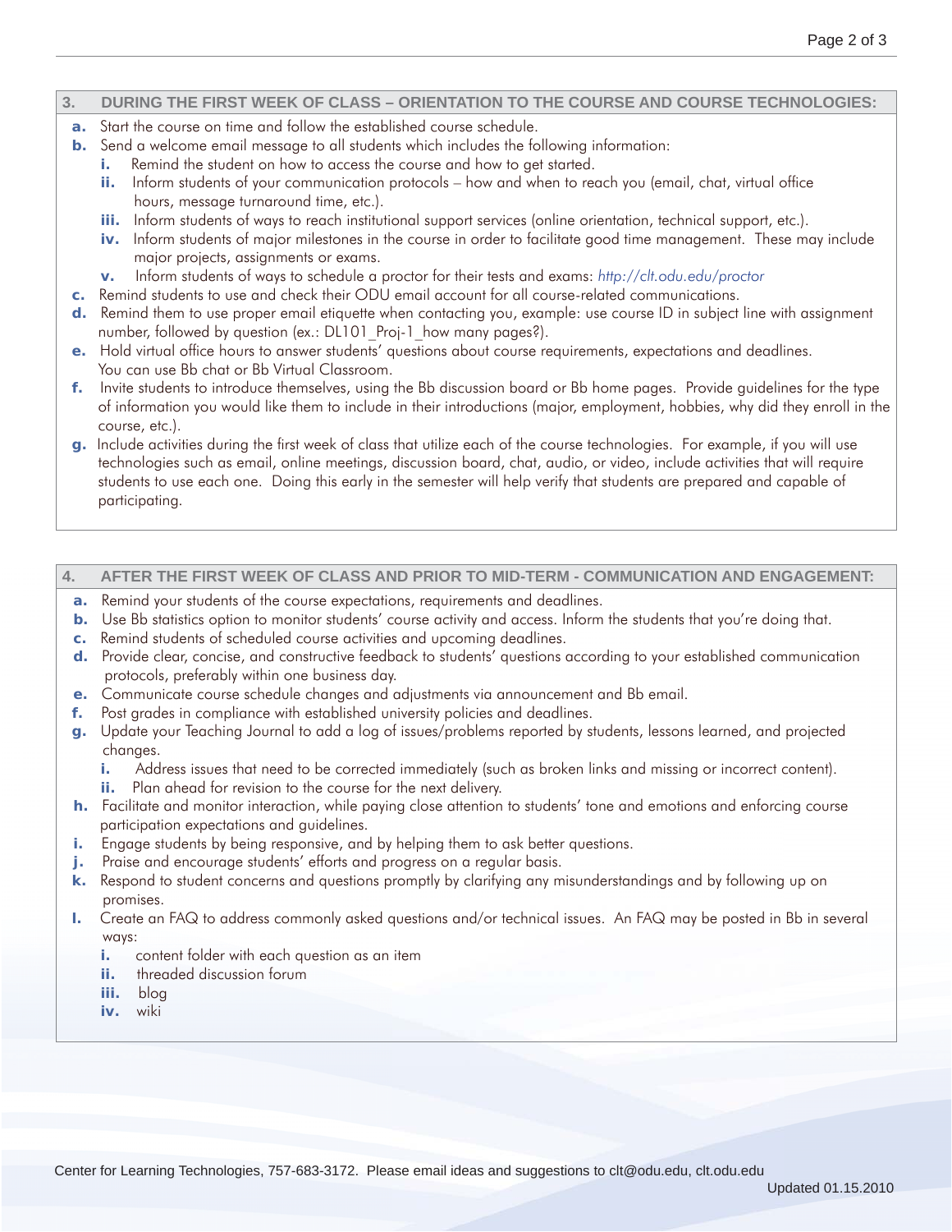## 3. DURING THE FIRST WEEK OF CLASS – ORIENTATION TO THE COURSE AND COURSE TECHNOLOGIES:

- **a.** Start the course on time and follow the established course schedule.
- **b.** Send a welcome email message to all students which includes the following information:
  - **i.** Remind the student on how to access the course and how to get started.
  - **ii.** Inform students of your communication protocols – how and when to reach you (email, chat, virtual office hours, message turnaround time, etc.).
  - **iii.** Inform students of ways to reach institutional support services (online orientation, technical support, etc.).
  - **iv.** Inform students of major milestones in the course in order to facilitate good time management. These may include major projects, assignments or exams.
  - **v.** Inform students of ways to schedule a proctor for their tests and exams: *http://clt.odu.edu/proctor*
- **c.** Remind students to use and check their ODU email account for all course-related communications.
- **d.** Remind them to use proper email etiquette when contacting you, example: use course ID in subject line with assignment number, followed by question (ex.: DL101_Proj-1_how many pages?).
- **e.** Hold virtual office hours to answer students' questions about course requirements, expectations and deadlines. You can use Bb chat or Bb Virtual Classroom.
- **f.** Invite students to introduce themselves, using the Bb discussion board or Bb home pages. Provide guidelines for the type of information you would like them to include in their introductions (major, employment, hobbies, why did they enroll in the course, etc.).
- **g.** Include activities during the first week of class that utilize each of the course technologies. For example, if you will use technologies such as email, online meetings, discussion board, chat, audio, or video, include activities that will require students to use each one. Doing this early in the semester will help verify that students are prepared and capable of participating.

## 4. AFTER THE FIRST WEEK OF CLASS AND PRIOR TO MID-TERM - COMMUNICATION AND ENGAGEMENT:

- **a.** Remind your students of the course expectations, requirements and deadlines.
- **b.** Use Bb statistics option to monitor students' course activity and access. Inform the students that you're doing that.
- **c.** Remind students of scheduled course activities and upcoming deadlines.
- **d.** Provide clear, concise, and constructive feedback to students' questions according to your established communication protocols, preferably within one business day.
- **e.** Communicate course schedule changes and adjustments via announcement and Bb email.
- **f.** Post grades in compliance with established university policies and deadlines.
- **g.** Update your Teaching Journal to add a log of issues/problems reported by students, lessons learned, and projected changes.
  - **i.** Address issues that need to be corrected immediately (such as broken links and missing or incorrect content).
  - **ii.** Plan ahead for revision to the course for the next delivery.
- **h.** Facilitate and monitor interaction, while paying close attention to students' tone and emotions and enforcing course participation expectations and guidelines.
- **i.** Engage students by being responsive, and by helping them to ask better questions.
- **j.** Praise and encourage students' efforts and progress on a regular basis.
- **k.** Respond to student concerns and questions promptly by clarifying any misunderstandings and by following up on promises.
- **l.** Create an FAQ to address commonly asked questions and/or technical issues. An FAQ may be posted in Bb in several ways:
  - **i.** content folder with each question as an item
  - **ii.** threaded discussion forum
  - **iii.** blog
  - **iv.** wiki

Center for Learning Technologies, 757-683-3172. Please email ideas and suggestions to clt@odu.edu, clt.odu.edu

Updated 01.15.2010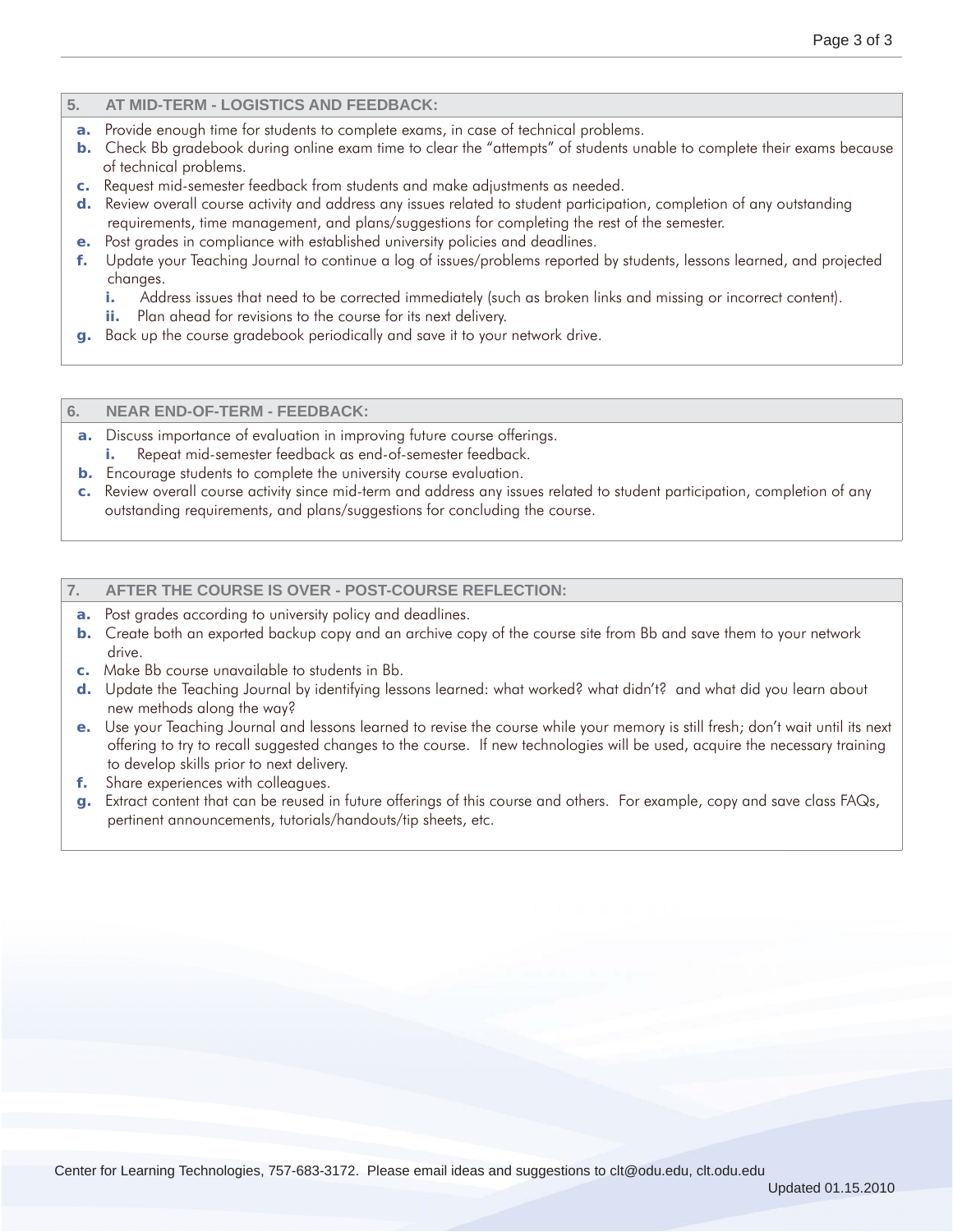## 5. AT MID-TERM - LOGISTICS AND FEEDBACK:

a. Provide enough time for students to complete exams, in case of technical problems.
b. Check Bb gradebook during online exam time to clear the "attempts" of students unable to complete their exams because of technical problems.
c. Request mid-semester feedback from students and make adjustments as needed.
d. Review overall course activity and address any issues related to student participation, completion of any outstanding requirements, time management, and plans/suggestions for completing the rest of the semester.
e. Post grades in compliance with established university policies and deadlines.
f. Update your Teaching Journal to continue a log of issues/problems reported by students, lessons learned, and projected changes.
   i. Address issues that need to be corrected immediately (such as broken links and missing or incorrect content).
   ii. Plan ahead for revisions to the course for its next delivery.
g. Back up the course gradebook periodically and save it to your network drive.

## 6. NEAR END-OF-TERM - FEEDBACK:

a. Discuss importance of evaluation in improving future course offerings.
   i. Repeat mid-semester feedback as end-of-semester feedback.
b. Encourage students to complete the university course evaluation.
c. Review overall course activity since mid-term and address any issues related to student participation, completion of any outstanding requirements, and plans/suggestions for concluding the course.

## 7. AFTER THE COURSE IS OVER - POST-COURSE REFLECTION:

a. Post grades according to university policy and deadlines.
b. Create both an exported backup copy and an archive copy of the course site from Bb and save them to your network drive.
c. Make Bb course unavailable to students in Bb.
d. Update the Teaching Journal by identifying lessons learned: what worked? what didn't? and what did you learn about new methods along the way?
e. Use your Teaching Journal and lessons learned to revise the course while your memory is still fresh; don't wait until its next offering to try to recall suggested changes to the course. If new technologies will be used, acquire the necessary training to develop skills prior to next delivery.
f. Share experiences with colleagues.
g. Extract content that can be reused in future offerings of this course and others. For example, copy and save class FAQs, pertinent announcements, tutorials/handouts/tip sheets, etc.

Center for Learning Technologies, 757-683-3172. Please email ideas and suggestions to clt@odu.edu, clt.odu.edu

Updated 01.15.2010